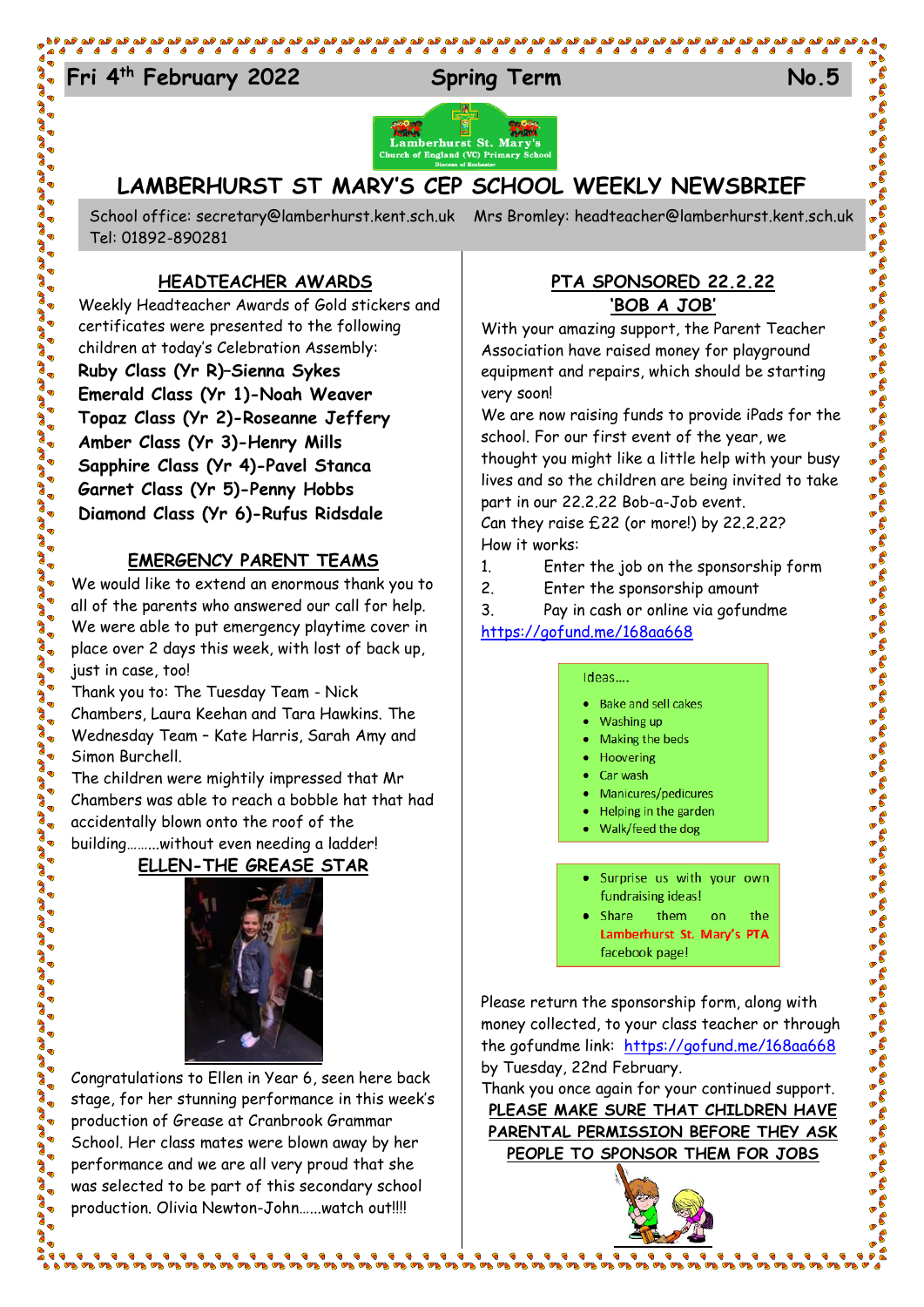Fri 4th February 2022 Spring Term No.5

# LAMBERHURST ST MARY'S CEP SCHOOL WEEKLY NEWSBRIEF

School office: secretary@lamberhurst.kent.sch.uk Mrs Bromley: headteacher@lamberhurst.kent.sch.uk
Tel: 01892-890281

## HEADTEACHER AWARDS

Weekly Headteacher Awards of Gold stickers and certificates were presented to the following children at today's Celebration Assembly:

**Ruby Class (Yr R)–Sienna Sykes**
**Emerald Class (Yr 1)-Noah Weaver**
**Topaz Class (Yr 2)-Roseanne Jeffery**
**Amber Class (Yr 3)-Henry Mills**
**Sapphire Class (Yr 4)-Pavel Stanca**
**Garnet Class (Yr 5)-Penny Hobbs**
**Diamond Class (Yr 6)-Rufus Ridsdale**

## EMERGENCY PARENT TEAMS

We would like to extend an enormous thank you to all of the parents who answered our call for help. We were able to put emergency playtime cover in place over 2 days this week, with lost of back up, just in case, too!

Thank you to: The Tuesday Team - Nick Chambers, Laura Keehan and Tara Hawkins. The Wednesday Team – Kate Harris, Sarah Amy and Simon Burchell.

The children were mightily impressed that Mr Chambers was able to reach a bobble hat that had accidentally blown onto the roof of the building………without even needing a ladder!

## ELLEN-THE GREASE STAR

Congratulations to Ellen in Year 6, seen here back stage, for her stunning performance in this week's production of Grease at Cranbrook Grammar School. Her class mates were blown away by her performance and we are all very proud that she was selected to be part of this secondary school production. Olivia Newton-John……watch out!!!!

## PTA SPONSORED 22.2.22 'BOB A JOB'

With your amazing support, the Parent Teacher Association have raised money for playground equipment and repairs, which should be starting very soon!

We are now raising funds to provide iPads for the school. For our first event of the year, we thought you might like a little help with your busy lives and so the children are being invited to take part in our 22.2.22 Bob-a-Job event.

Can they raise £22 (or more!) by 22.2.22?

How it works:

1. Enter the job on the sponsorship form
2. Enter the sponsorship amount
3. Pay in cash or online via gofundme

https://gofund.me/168aa668

Ideas….

- Bake and sell cakes
- Washing up
- Making the beds
- Hoovering
- Car wash
- Manicures/pedicures
- Helping in the garden
- Walk/feed the dog

- Surprise us with your own fundraising ideas!
- Share them on the Lamberhurst St. Mary's PTA facebook page!

Please return the sponsorship form, along with money collected, to your class teacher or through the gofundme link: https://gofund.me/168aa668 by Tuesday, 22nd February.

Thank you once again for your continued support.

**PLEASE MAKE SURE THAT CHILDREN HAVE PARENTAL PERMISSION BEFORE THEY ASK PEOPLE TO SPONSOR THEM FOR JOBS**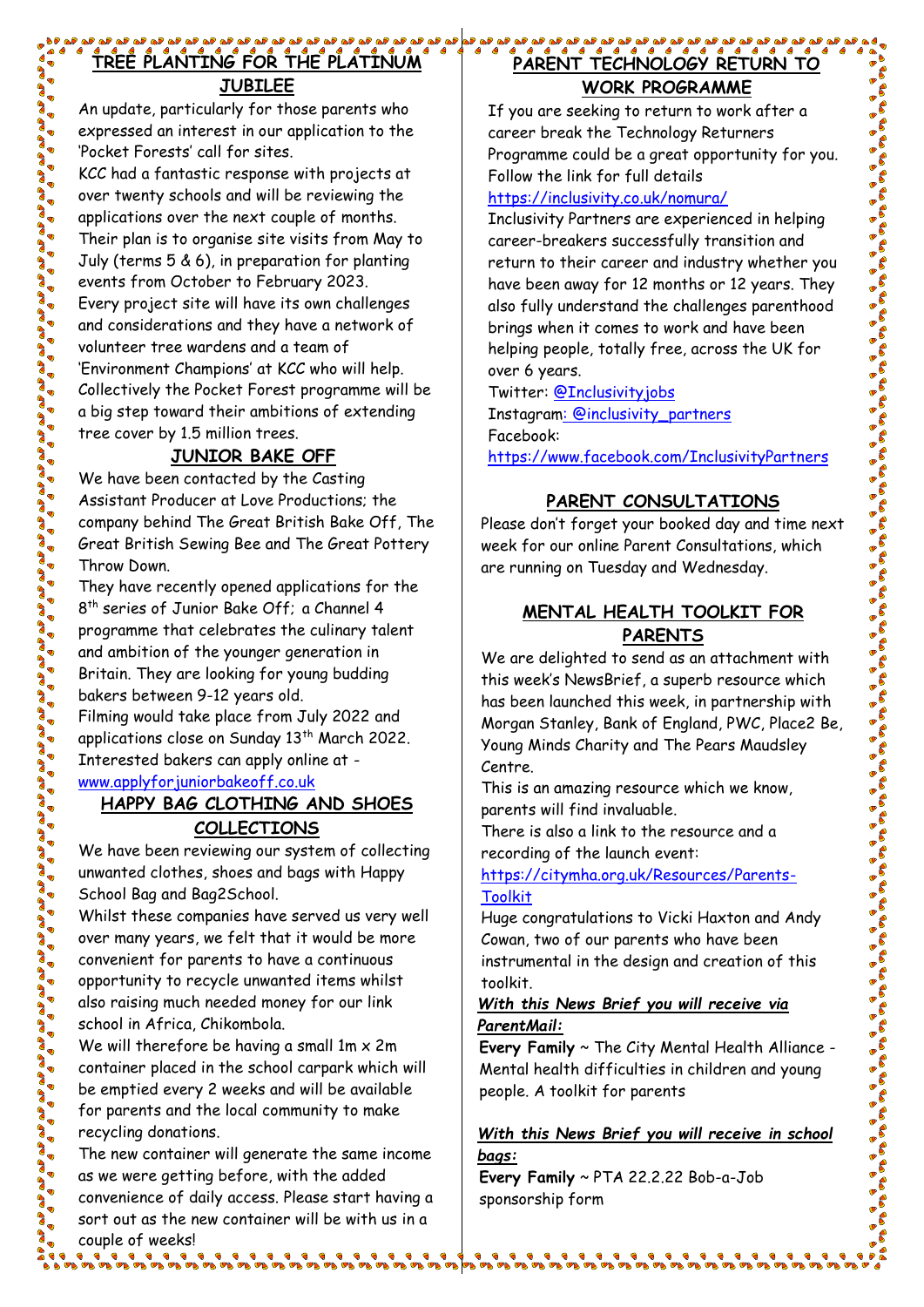## TREE PLANTING FOR THE PLATINUM JUBILEE

An update, particularly for those parents who expressed an interest in our application to the 'Pocket Forests' call for sites.

KCC had a fantastic response with projects at over twenty schools and will be reviewing the applications over the next couple of months. Their plan is to organise site visits from May to July (terms 5 & 6), in preparation for planting events from October to February 2023.

Every project site will have its own challenges and considerations and they have a network of volunteer tree wardens and a team of 'Environment Champions' at KCC who will help. Collectively the Pocket Forest programme will be a big step toward their ambitions of extending tree cover by 1.5 million trees.

## JUNIOR BAKE OFF

We have been contacted by the Casting Assistant Producer at Love Productions; the company behind The Great British Bake Off, The Great British Sewing Bee and The Great Pottery Throw Down.

They have recently opened applications for the 8th series of Junior Bake Off; a Channel 4 programme that celebrates the culinary talent and ambition of the younger generation in Britain. They are looking for young budding bakers between 9-12 years old.

Filming would take place from July 2022 and applications close on Sunday 13th March 2022. Interested bakers can apply online at - www.applyforjuniorbakeoff.co.uk

## HAPPY BAG CLOTHING AND SHOES COLLECTIONS

We have been reviewing our system of collecting unwanted clothes, shoes and bags with Happy School Bag and Bag2School.

Whilst these companies have served us very well over many years, we felt that it would be more convenient for parents to have a continuous opportunity to recycle unwanted items whilst also raising much needed money for our link school in Africa, Chikombola.

We will therefore be having a small 1m x 2m container placed in the school carpark which will be emptied every 2 weeks and will be available for parents and the local community to make recycling donations.

The new container will generate the same income as we were getting before, with the added convenience of daily access. Please start having a sort out as the new container will be with us in a couple of weeks!

## PARENT TECHNOLOGY RETURN TO WORK PROGRAMME

If you are seeking to return to work after a career break the Technology Returners Programme could be a great opportunity for you. Follow the link for full details

https://inclusivity.co.uk/nomura/

Inclusivity Partners are experienced in helping career-breakers successfully transition and return to their career and industry whether you have been away for 12 months or 12 years. They also fully understand the challenges parenthood brings when it comes to work and have been helping people, totally free, across the UK for over 6 years.

Twitter: @Inclusivityjobs

Instagram: @inclusivity_partners

Facebook:

https://www.facebook.com/InclusivityPartners

## PARENT CONSULTATIONS

Please don't forget your booked day and time next week for our online Parent Consultations, which are running on Tuesday and Wednesday.

## MENTAL HEALTH TOOLKIT FOR PARENTS

We are delighted to send as an attachment with this week's NewsBrief, a superb resource which has been launched this week, in partnership with Morgan Stanley, Bank of England, PWC, Place2 Be, Young Minds Charity and The Pears Maudsley Centre.

This is an amazing resource which we know, parents will find invaluable.

There is also a link to the resource and a recording of the launch event:

https://citymha.org.uk/Resources/Parents-Toolkit

Huge congratulations to Vicki Haxton and Andy Cowan, two of our parents who have been instrumental in the design and creation of this toolkit.

***With this News Brief you will receive via ParentMail:***

**Every Family** ~ The City Mental Health Alliance - Mental health difficulties in children and young people. A toolkit for parents

***With this News Brief you will receive in school bags:***

**Every Family** ~ PTA 22.2.22 Bob-a-Job sponsorship form